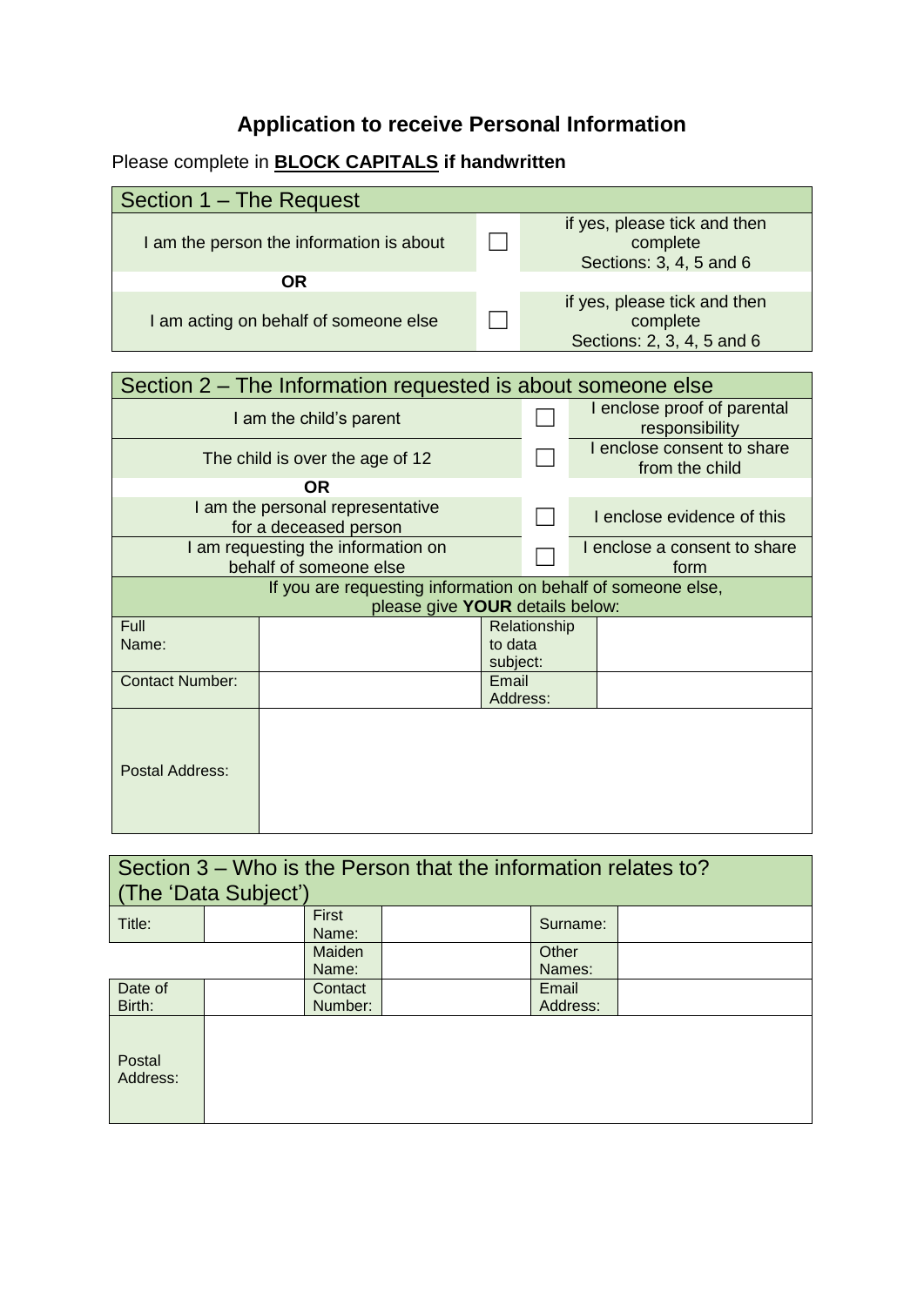# Application to receive Personal Information

Please complete in **BLOCK CAPITALS if handwritten**

| Section 1 – The Request | | |
|---|---|---|
| I am the person the information is about | ☐ | if yes, please tick and then complete Sections: 3, 4, 5 and 6 |
| **OR** | | |
| I am acting on behalf of someone else | ☐ | if yes, please tick and then complete Sections: 2, 3, 4, 5 and 6 |

| Section 2 – The Information requested is about someone else | | |
|---|---|---|
| I am the child's parent | ☐ | I enclose proof of parental responsibility |
| The child is over the age of 12 | ☐ | I enclose consent to share from the child |
| **OR** | | |
| I am the personal representative for a deceased person | ☐ | I enclose evidence of this |
| I am requesting the information on behalf of someone else | ☐ | I enclose a consent to share form |

If you are requesting information on behalf of someone else, please give **YOUR** details below:

| | | | |
|---|---|---|---|
| Full Name: | | Relationship to data subject: | |
| Contact Number: | | Email Address: | |
| Postal Address: | | | |

| Section 3 – Who is the Person that the information relates to? (The 'Data Subject') | | | | | |
|---|---|---|---|---|---|
| Title: | | First Name: | | Surname: | |
| | | Maiden Name: | | Other Names: | |
| Date of Birth: | | Contact Number: | | Email Address: | |
| Postal Address: | | | | | |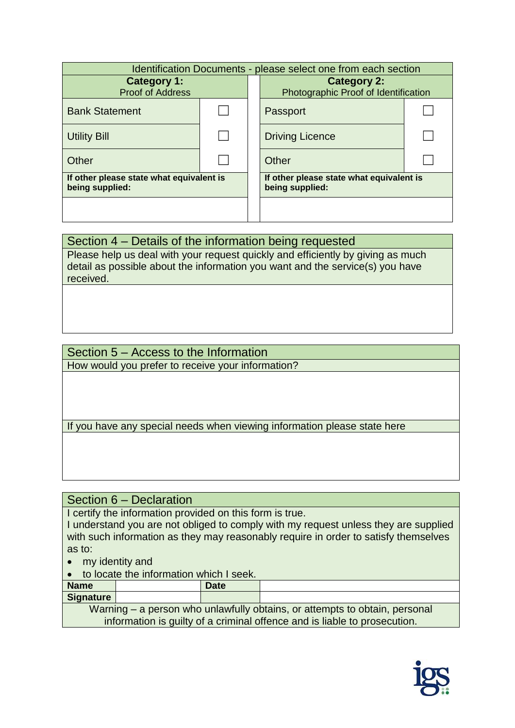| Identification Documents - please select one from each section | | | | |
|---|---|---|---|---|
| **Category 1:** Proof of Address | | | **Category 2:** Photographic Proof of Identification | |
| Bank Statement | ☐ | | Passport | ☐ |
| Utility Bill | ☐ | | Driving Licence | ☐ |
| Other | ☐ | | Other | ☐ |
| **If other please state what equivalent is being supplied:** | | | **If other please state what equivalent is being supplied:** | |
| | | | | |

## Section 4 – Details of the information being requested

Please help us deal with your request quickly and efficiently by giving as much detail as possible about the information you want and the service(s) you have received.

## Section 5 – Access to the Information

How would you prefer to receive your information?

If you have any special needs when viewing information please state here

## Section 6 – Declaration

I certify the information provided on this form is true.

I understand you are not obliged to comply with my request unless they are supplied with such information as they may reasonably require in order to satisfy themselves as to:

- my identity and
- to locate the information which I seek.

| **Name** | | **Date** | |
|---|---|---|---|
| **Signature** | | | |

Warning – a person who unlawfully obtains, or attempts to obtain, personal information is guilty of a criminal offence and is liable to prosecution.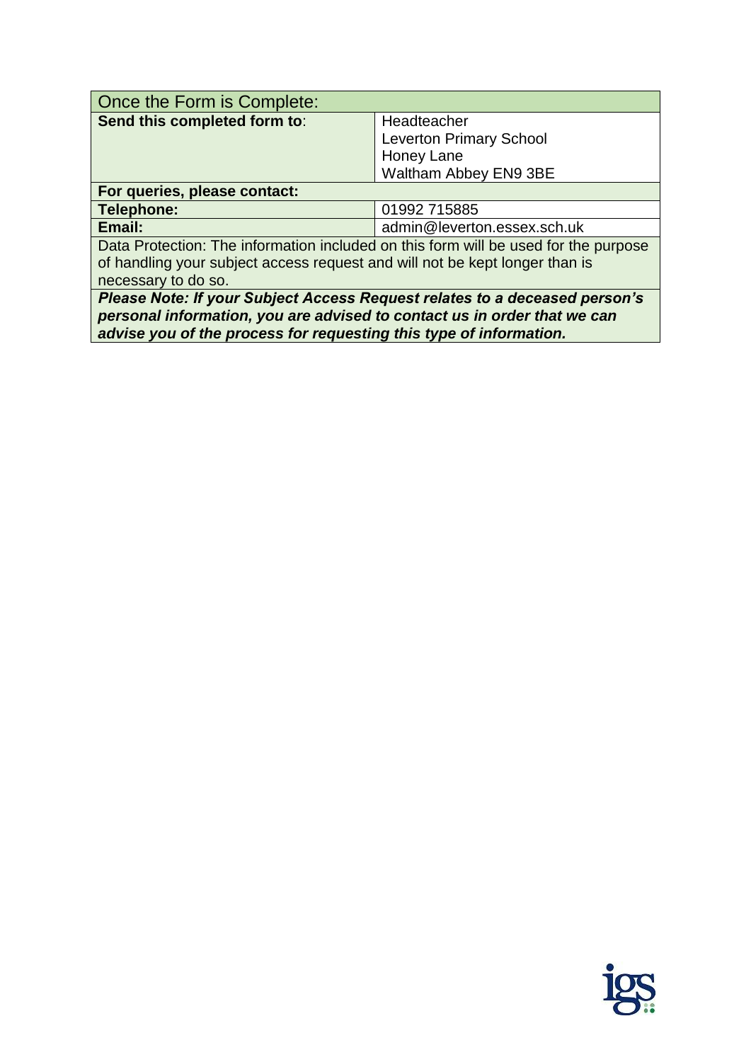| Once the Form is Complete: | |
|---|---|
| **Send this completed form to**: | Headteacher<br>Leverton Primary School<br>Honey Lane<br>Waltham Abbey EN9 3BE |
| **For queries, please contact:** | |
| **Telephone:** | 01992 715885 |
| **Email:** | admin@leverton.essex.sch.uk |
| Data Protection: The information included on this form will be used for the purpose of handling your subject access request and will not be kept longer than is necessary to do so. | |
| ***Please Note: If your Subject Access Request relates to a deceased person's personal information, you are advised to contact us in order that we can advise you of the process for requesting this type of information.*** | |